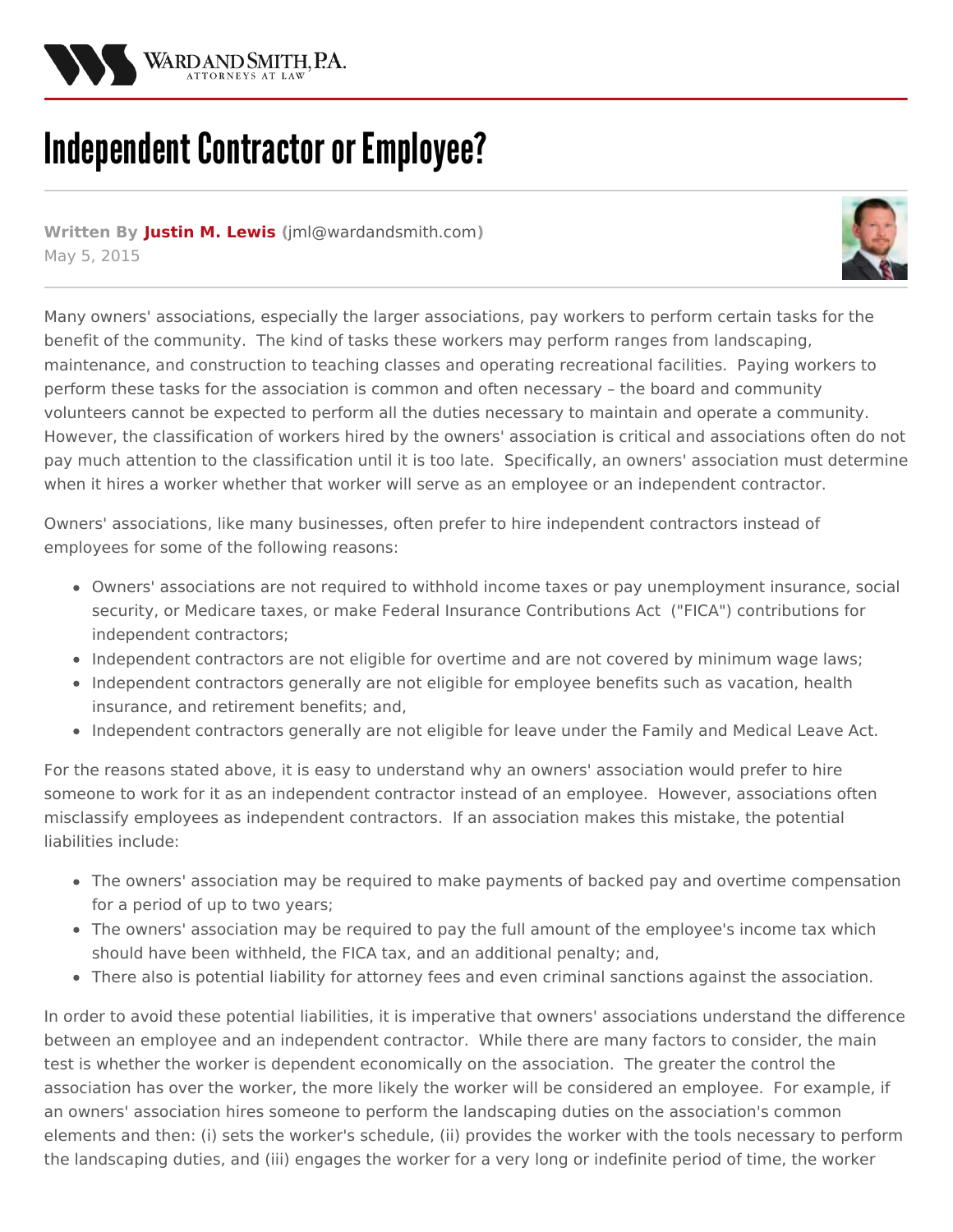# Independent Contractor or Employee?

**Written By Justin M. Lewis** (jml@wardandsmith.com)
May 5, 2015

Many owners' associations, especially the larger associations, pay workers to perform certain tasks for the benefit of the community. The kind of tasks these workers may perform ranges from landscaping, maintenance, and construction to teaching classes and operating recreational facilities. Paying workers to perform these tasks for the association is common and often necessary – the board and community volunteers cannot be expected to perform all the duties necessary to maintain and operate a community. However, the classification of workers hired by the owners' association is critical and associations often do not pay much attention to the classification until it is too late. Specifically, an owners' association must determine when it hires a worker whether that worker will serve as an employee or an independent contractor.

Owners' associations, like many businesses, often prefer to hire independent contractors instead of employees for some of the following reasons:

- Owners' associations are not required to withhold income taxes or pay unemployment insurance, social security, or Medicare taxes, or make Federal Insurance Contributions Act ("FICA") contributions for independent contractors;
- Independent contractors are not eligible for overtime and are not covered by minimum wage laws;
- Independent contractors generally are not eligible for employee benefits such as vacation, health insurance, and retirement benefits; and,
- Independent contractors generally are not eligible for leave under the Family and Medical Leave Act.

For the reasons stated above, it is easy to understand why an owners' association would prefer to hire someone to work for it as an independent contractor instead of an employee. However, associations often misclassify employees as independent contractors. If an association makes this mistake, the potential liabilities include:

- The owners' association may be required to make payments of backed pay and overtime compensation for a period of up to two years;
- The owners' association may be required to pay the full amount of the employee's income tax which should have been withheld, the FICA tax, and an additional penalty; and,
- There also is potential liability for attorney fees and even criminal sanctions against the association.

In order to avoid these potential liabilities, it is imperative that owners' associations understand the difference between an employee and an independent contractor. While there are many factors to consider, the main test is whether the worker is dependent economically on the association. The greater the control the association has over the worker, the more likely the worker will be considered an employee. For example, if an owners' association hires someone to perform the landscaping duties on the association's common elements and then: (i) sets the worker's schedule, (ii) provides the worker with the tools necessary to perform the landscaping duties, and (iii) engages the worker for a very long or indefinite period of time, the worker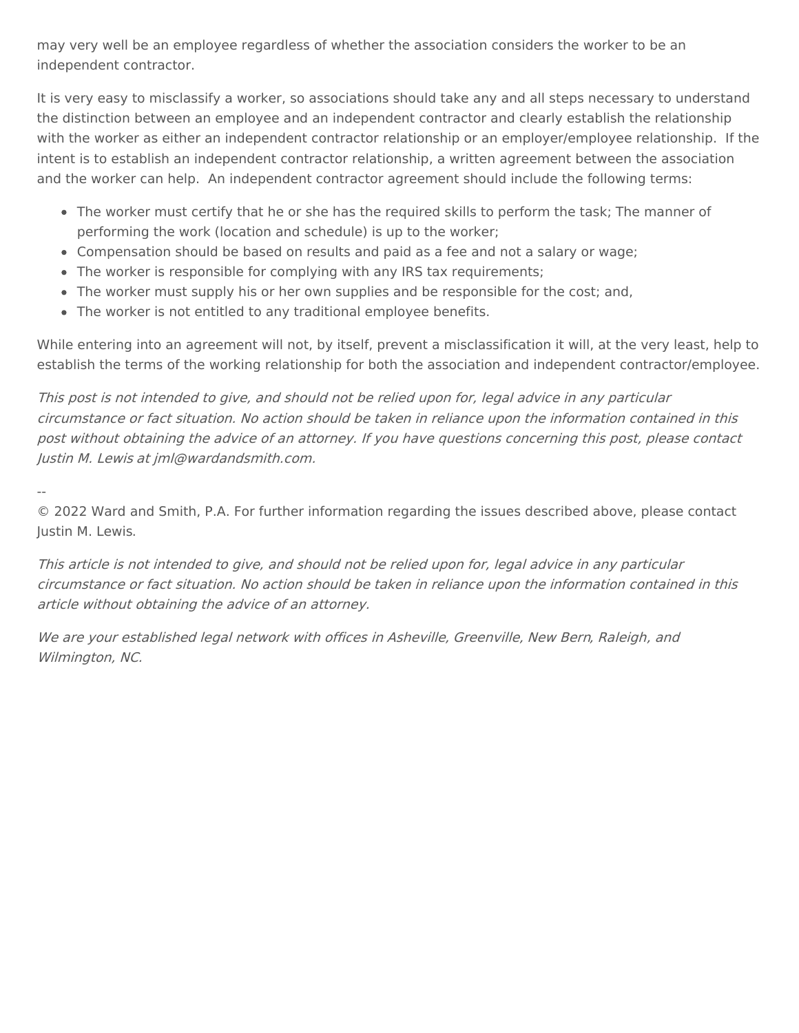may very well be an employee regardless of whether the association considers the worker to be an independent contractor.

It is very easy to misclassify a worker, so associations should take any and all steps necessary to understand the distinction between an employee and an independent contractor and clearly establish the relationship with the worker as either an independent contractor relationship or an employer/employee relationship. If the intent is to establish an independent contractor relationship, a written agreement between the association and the worker can help. An independent contractor agreement should include the following terms:

- The worker must certify that he or she has the required skills to perform the task; The manner of performing the work (location and schedule) is up to the worker;
- Compensation should be based on results and paid as a fee and not a salary or wage;
- The worker is responsible for complying with any IRS tax requirements;
- The worker must supply his or her own supplies and be responsible for the cost; and,
- The worker is not entitled to any traditional employee benefits.

While entering into an agreement will not, by itself, prevent a misclassification it will, at the very least, help to establish the terms of the working relationship for both the association and independent contractor/employee.

*This post is not intended to give, and should not be relied upon for, legal advice in any particular circumstance or fact situation. No action should be taken in reliance upon the information contained in this post without obtaining the advice of an attorney. If you have questions concerning this post, please contact Justin M. Lewis at jml@wardandsmith.com.*

--
© 2022 Ward and Smith, P.A. For further information regarding the issues described above, please contact Justin M. Lewis.

*This article is not intended to give, and should not be relied upon for, legal advice in any particular circumstance or fact situation. No action should be taken in reliance upon the information contained in this article without obtaining the advice of an attorney.*

*We are your established legal network with offices in Asheville, Greenville, New Bern, Raleigh, and Wilmington, NC.*